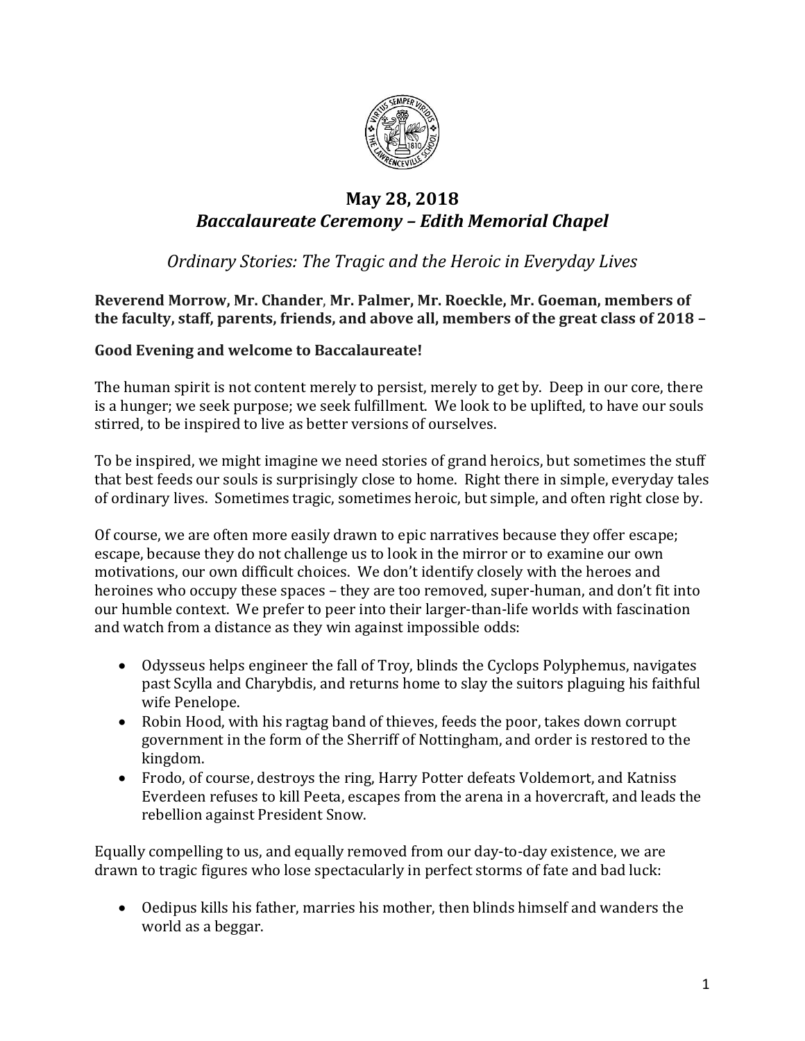## May 28, 2018
### *Baccalaureate Ceremony – Edith Memorial Chapel*

*Ordinary Stories: The Tragic and the Heroic in Everyday Lives*

**Reverend Morrow, Mr. Chander, Mr. Palmer, Mr. Roeckle, Mr. Goeman, members of the faculty, staff, parents, friends, and above all, members of the great class of 2018 –**

**Good Evening and welcome to Baccalaureate!**

The human spirit is not content merely to persist, merely to get by. Deep in our core, there is a hunger; we seek purpose; we seek fulfillment. We look to be uplifted, to have our souls stirred, to be inspired to live as better versions of ourselves.

To be inspired, we might imagine we need stories of grand heroics, but sometimes the stuff that best feeds our souls is surprisingly close to home. Right there in simple, everyday tales of ordinary lives. Sometimes tragic, sometimes heroic, but simple, and often right close by.

Of course, we are often more easily drawn to epic narratives because they offer escape; escape, because they do not challenge us to look in the mirror or to examine our own motivations, our own difficult choices. We don't identify closely with the heroes and heroines who occupy these spaces – they are too removed, super-human, and don't fit into our humble context. We prefer to peer into their larger-than-life worlds with fascination and watch from a distance as they win against impossible odds:

- Odysseus helps engineer the fall of Troy, blinds the Cyclops Polyphemus, navigates past Scylla and Charybdis, and returns home to slay the suitors plaguing his faithful wife Penelope.
- Robin Hood, with his ragtag band of thieves, feeds the poor, takes down corrupt government in the form of the Sherriff of Nottingham, and order is restored to the kingdom.
- Frodo, of course, destroys the ring, Harry Potter defeats Voldemort, and Katniss Everdeen refuses to kill Peeta, escapes from the arena in a hovercraft, and leads the rebellion against President Snow.

Equally compelling to us, and equally removed from our day-to-day existence, we are drawn to tragic figures who lose spectacularly in perfect storms of fate and bad luck:

- Oedipus kills his father, marries his mother, then blinds himself and wanders the world as a beggar.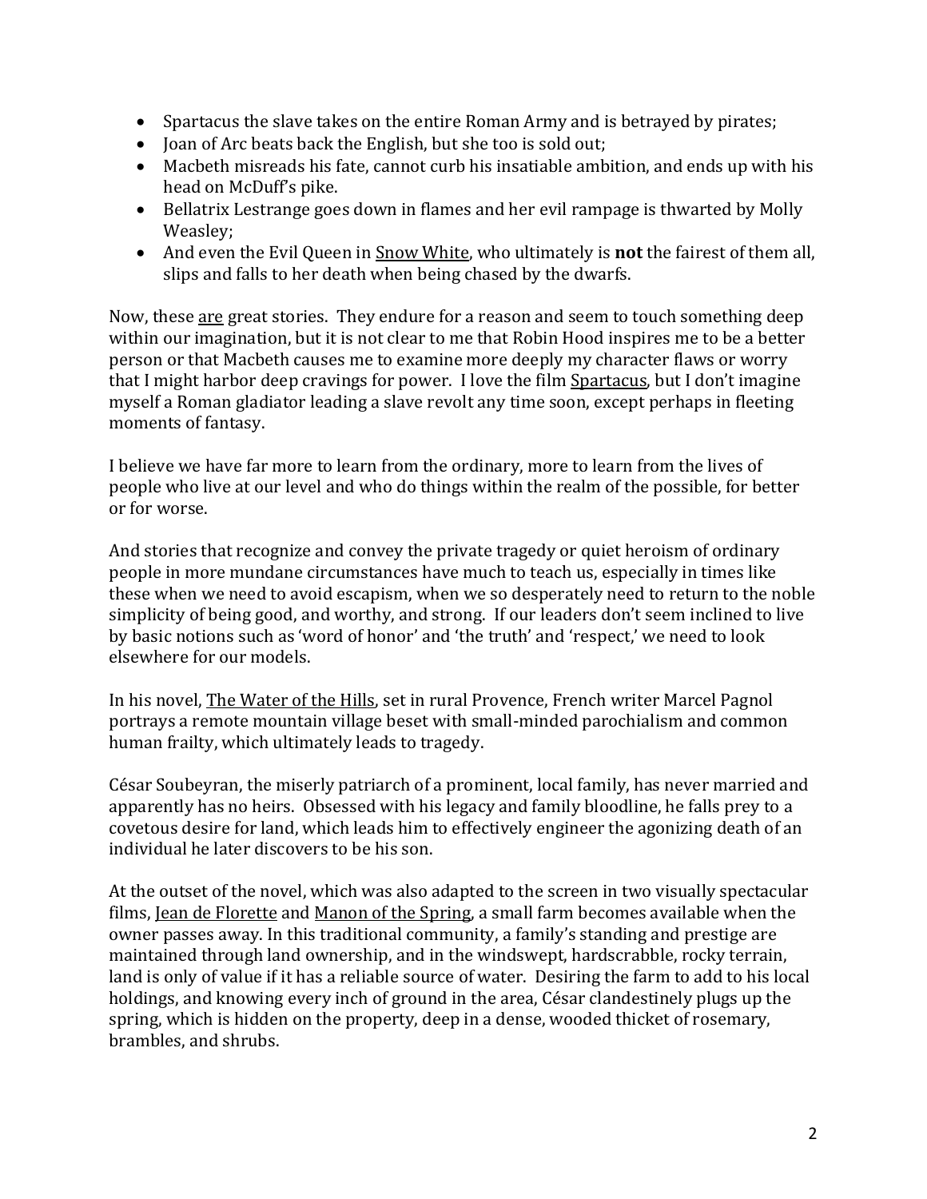- Spartacus the slave takes on the entire Roman Army and is betrayed by pirates;
- Joan of Arc beats back the English, but she too is sold out;
- Macbeth misreads his fate, cannot curb his insatiable ambition, and ends up with his head on McDuff's pike.
- Bellatrix Lestrange goes down in flames and her evil rampage is thwarted by Molly Weasley;
- And even the Evil Queen in Snow White, who ultimately is **not** the fairest of them all, slips and falls to her death when being chased by the dwarfs.

Now, these are great stories. They endure for a reason and seem to touch something deep within our imagination, but it is not clear to me that Robin Hood inspires me to be a better person or that Macbeth causes me to examine more deeply my character flaws or worry that I might harbor deep cravings for power. I love the film Spartacus, but I don't imagine myself a Roman gladiator leading a slave revolt any time soon, except perhaps in fleeting moments of fantasy.

I believe we have far more to learn from the ordinary, more to learn from the lives of people who live at our level and who do things within the realm of the possible, for better or for worse.

And stories that recognize and convey the private tragedy or quiet heroism of ordinary people in more mundane circumstances have much to teach us, especially in times like these when we need to avoid escapism, when we so desperately need to return to the noble simplicity of being good, and worthy, and strong. If our leaders don't seem inclined to live by basic notions such as 'word of honor' and 'the truth' and 'respect,' we need to look elsewhere for our models.

In his novel, The Water of the Hills, set in rural Provence, French writer Marcel Pagnol portrays a remote mountain village beset with small-minded parochialism and common human frailty, which ultimately leads to tragedy.

César Soubeyran, the miserly patriarch of a prominent, local family, has never married and apparently has no heirs. Obsessed with his legacy and family bloodline, he falls prey to a covetous desire for land, which leads him to effectively engineer the agonizing death of an individual he later discovers to be his son.

At the outset of the novel, which was also adapted to the screen in two visually spectacular films, Jean de Florette and Manon of the Spring, a small farm becomes available when the owner passes away. In this traditional community, a family's standing and prestige are maintained through land ownership, and in the windswept, hardscrabble, rocky terrain, land is only of value if it has a reliable source of water. Desiring the farm to add to his local holdings, and knowing every inch of ground in the area, César clandestinely plugs up the spring, which is hidden on the property, deep in a dense, wooded thicket of rosemary, brambles, and shrubs.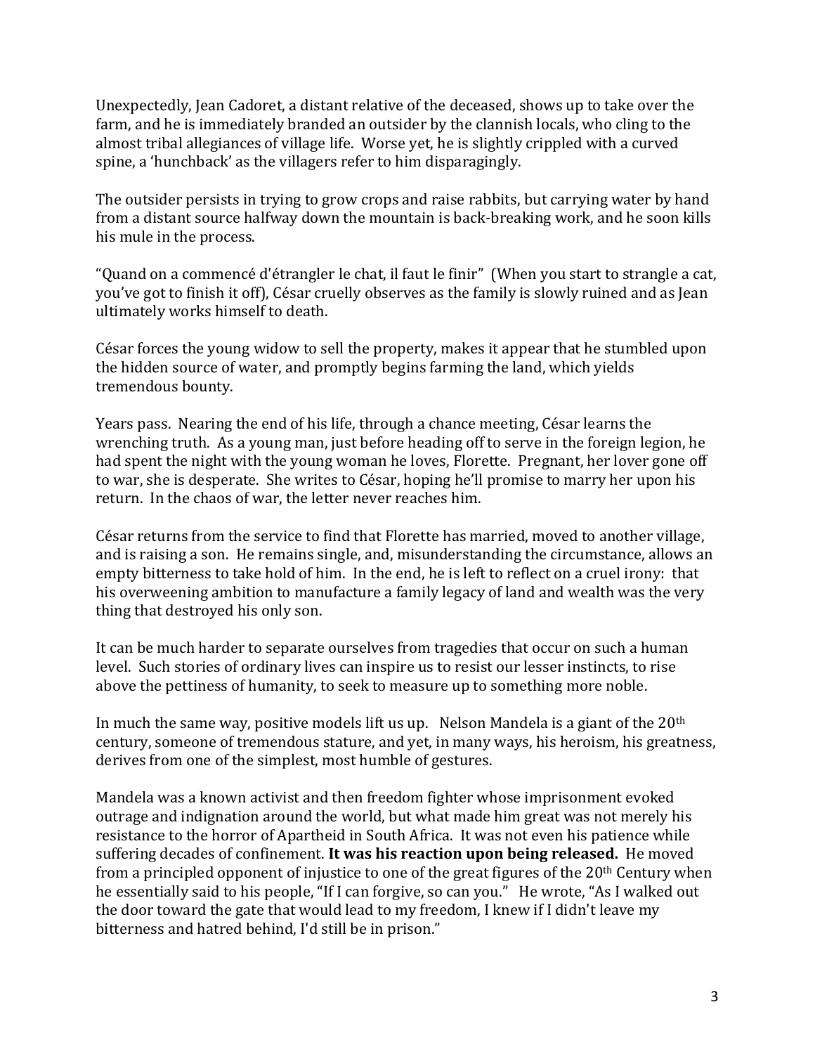Unexpectedly, Jean Cadoret, a distant relative of the deceased, shows up to take over the farm, and he is immediately branded an outsider by the clannish locals, who cling to the almost tribal allegiances of village life. Worse yet, he is slightly crippled with a curved spine, a 'hunchback' as the villagers refer to him disparagingly.

The outsider persists in trying to grow crops and raise rabbits, but carrying water by hand from a distant source halfway down the mountain is back-breaking work, and he soon kills his mule in the process.

"Quand on a commencé d'étrangler le chat, il faut le finir" (When you start to strangle a cat, you've got to finish it off), César cruelly observes as the family is slowly ruined and as Jean ultimately works himself to death.

César forces the young widow to sell the property, makes it appear that he stumbled upon the hidden source of water, and promptly begins farming the land, which yields tremendous bounty.

Years pass. Nearing the end of his life, through a chance meeting, César learns the wrenching truth. As a young man, just before heading off to serve in the foreign legion, he had spent the night with the young woman he loves, Florette. Pregnant, her lover gone off to war, she is desperate. She writes to César, hoping he'll promise to marry her upon his return. In the chaos of war, the letter never reaches him.

César returns from the service to find that Florette has married, moved to another village, and is raising a son. He remains single, and, misunderstanding the circumstance, allows an empty bitterness to take hold of him. In the end, he is left to reflect on a cruel irony: that his overweening ambition to manufacture a family legacy of land and wealth was the very thing that destroyed his only son.

It can be much harder to separate ourselves from tragedies that occur on such a human level. Such stories of ordinary lives can inspire us to resist our lesser instincts, to rise above the pettiness of humanity, to seek to measure up to something more noble.

In much the same way, positive models lift us up. Nelson Mandela is a giant of the 20th century, someone of tremendous stature, and yet, in many ways, his heroism, his greatness, derives from one of the simplest, most humble of gestures.

Mandela was a known activist and then freedom fighter whose imprisonment evoked outrage and indignation around the world, but what made him great was not merely his resistance to the horror of Apartheid in South Africa. It was not even his patience while suffering decades of confinement. **It was his reaction upon being released.** He moved from a principled opponent of injustice to one of the great figures of the 20th Century when he essentially said to his people, "If I can forgive, so can you." He wrote, "As I walked out the door toward the gate that would lead to my freedom, I knew if I didn't leave my bitterness and hatred behind, I'd still be in prison."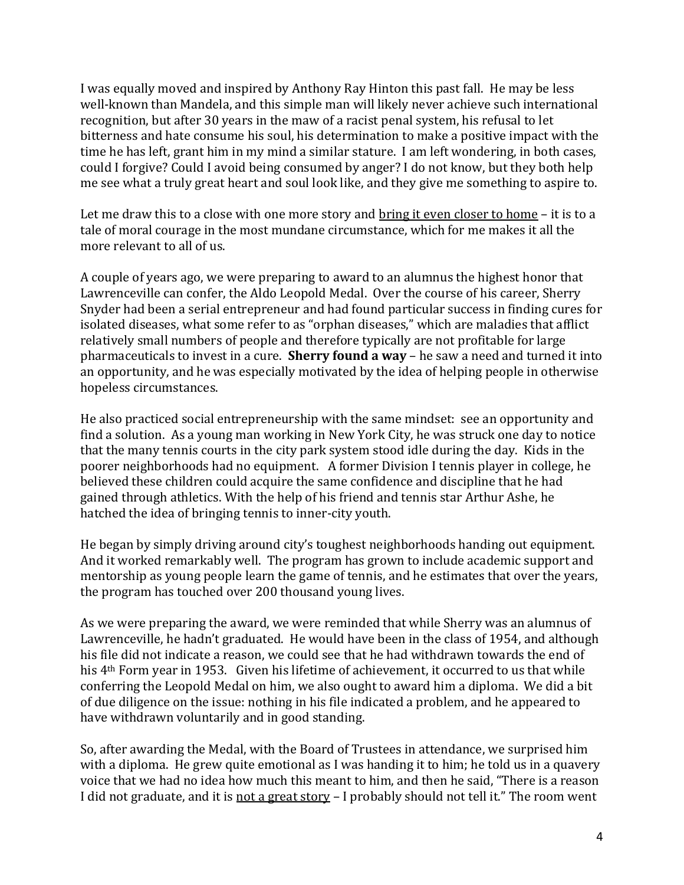I was equally moved and inspired by Anthony Ray Hinton this past fall. He may be less well-known than Mandela, and this simple man will likely never achieve such international recognition, but after 30 years in the maw of a racist penal system, his refusal to let bitterness and hate consume his soul, his determination to make a positive impact with the time he has left, grant him in my mind a similar stature. I am left wondering, in both cases, could I forgive? Could I avoid being consumed by anger? I do not know, but they both help me see what a truly great heart and soul look like, and they give me something to aspire to.

Let me draw this to a close with one more story and <u>bring it even closer to home</u> – it is to a tale of moral courage in the most mundane circumstance, which for me makes it all the more relevant to all of us.

A couple of years ago, we were preparing to award to an alumnus the highest honor that Lawrenceville can confer, the Aldo Leopold Medal. Over the course of his career, Sherry Snyder had been a serial entrepreneur and had found particular success in finding cures for isolated diseases, what some refer to as "orphan diseases," which are maladies that afflict relatively small numbers of people and therefore typically are not profitable for large pharmaceuticals to invest in a cure. **Sherry found a way** – he saw a need and turned it into an opportunity, and he was especially motivated by the idea of helping people in otherwise hopeless circumstances.

He also practiced social entrepreneurship with the same mindset: see an opportunity and find a solution. As a young man working in New York City, he was struck one day to notice that the many tennis courts in the city park system stood idle during the day. Kids in the poorer neighborhoods had no equipment. A former Division I tennis player in college, he believed these children could acquire the same confidence and discipline that he had gained through athletics. With the help of his friend and tennis star Arthur Ashe, he hatched the idea of bringing tennis to inner-city youth.

He began by simply driving around city's toughest neighborhoods handing out equipment. And it worked remarkably well. The program has grown to include academic support and mentorship as young people learn the game of tennis, and he estimates that over the years, the program has touched over 200 thousand young lives.

As we were preparing the award, we were reminded that while Sherry was an alumnus of Lawrenceville, he hadn't graduated. He would have been in the class of 1954, and although his file did not indicate a reason, we could see that he had withdrawn towards the end of his 4th Form year in 1953. Given his lifetime of achievement, it occurred to us that while conferring the Leopold Medal on him, we also ought to award him a diploma. We did a bit of due diligence on the issue: nothing in his file indicated a problem, and he appeared to have withdrawn voluntarily and in good standing.

So, after awarding the Medal, with the Board of Trustees in attendance, we surprised him with a diploma. He grew quite emotional as I was handing it to him; he told us in a quavery voice that we had no idea how much this meant to him, and then he said, "There is a reason I did not graduate, and it is <u>not a great story</u> – I probably should not tell it." The room went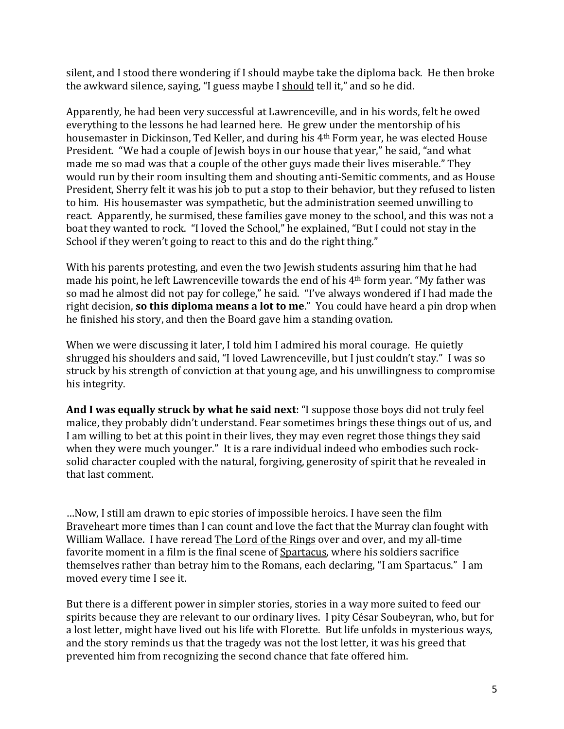silent, and I stood there wondering if I should maybe take the diploma back. He then broke the awkward silence, saying, "I guess maybe I <u>should</u> tell it," and so he did.

Apparently, he had been very successful at Lawrenceville, and in his words, felt he owed everything to the lessons he had learned here. He grew under the mentorship of his housemaster in Dickinson, Ted Keller, and during his 4th Form year, he was elected House President. "We had a couple of Jewish boys in our house that year," he said, "and what made me so mad was that a couple of the other guys made their lives miserable." They would run by their room insulting them and shouting anti-Semitic comments, and as House President, Sherry felt it was his job to put a stop to their behavior, but they refused to listen to him. His housemaster was sympathetic, but the administration seemed unwilling to react. Apparently, he surmised, these families gave money to the school, and this was not a boat they wanted to rock. "I loved the School," he explained, "But I could not stay in the School if they weren't going to react to this and do the right thing."

With his parents protesting, and even the two Jewish students assuring him that he had made his point, he left Lawrenceville towards the end of his 4th form year. "My father was so mad he almost did not pay for college," he said. "I've always wondered if I had made the right decision, **so this diploma means a lot to me**." You could have heard a pin drop when he finished his story, and then the Board gave him a standing ovation.

When we were discussing it later, I told him I admired his moral courage. He quietly shrugged his shoulders and said, "I loved Lawrenceville, but I just couldn't stay." I was so struck by his strength of conviction at that young age, and his unwillingness to compromise his integrity.

**And I was equally struck by what he said next**: "I suppose those boys did not truly feel malice, they probably didn't understand. Fear sometimes brings these things out of us, and I am willing to bet at this point in their lives, they may even regret those things they said when they were much younger." It is a rare individual indeed who embodies such rock-solid character coupled with the natural, forgiving, generosity of spirit that he revealed in that last comment.

…Now, I still am drawn to epic stories of impossible heroics. I have seen the film <u>Braveheart</u> more times than I can count and love the fact that the Murray clan fought with William Wallace. I have reread <u>The Lord of the Rings</u> over and over, and my all-time favorite moment in a film is the final scene of <u>Spartacus</u>, where his soldiers sacrifice themselves rather than betray him to the Romans, each declaring, "I am Spartacus." I am moved every time I see it.

But there is a different power in simpler stories, stories in a way more suited to feed our spirits because they are relevant to our ordinary lives. I pity César Soubeyran, who, but for a lost letter, might have lived out his life with Florette. But life unfolds in mysterious ways, and the story reminds us that the tragedy was not the lost letter, it was his greed that prevented him from recognizing the second chance that fate offered him.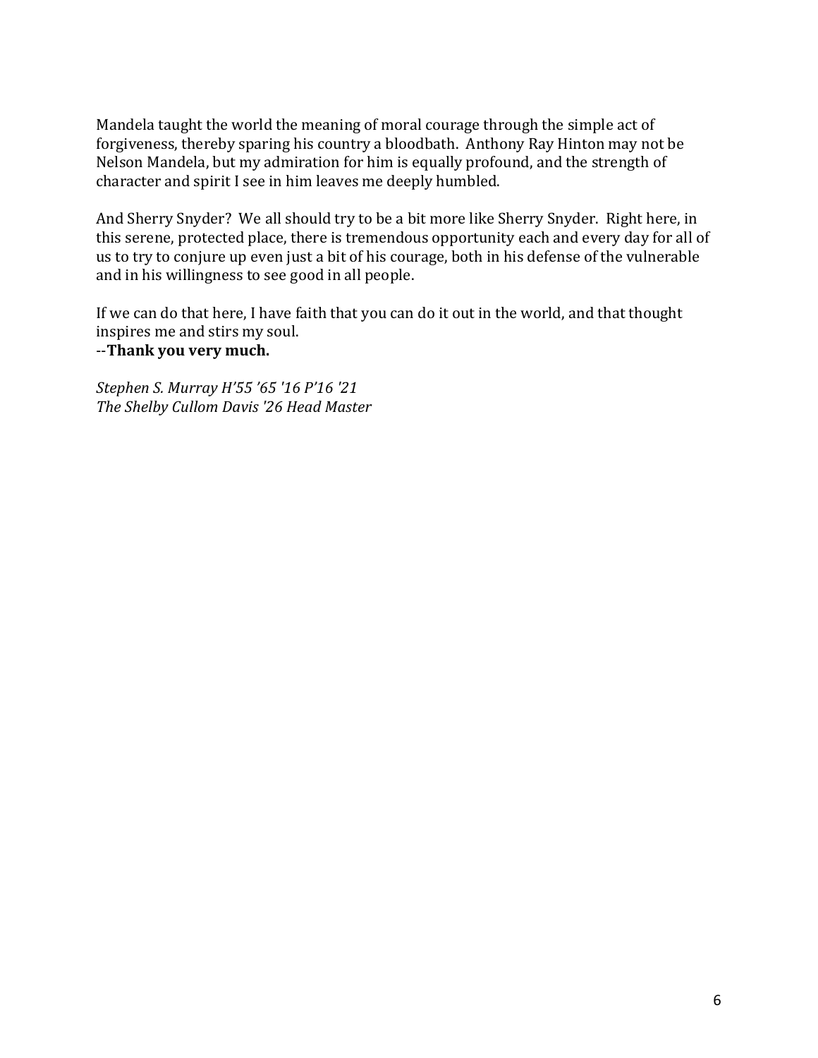Mandela taught the world the meaning of moral courage through the simple act of forgiveness, thereby sparing his country a bloodbath. Anthony Ray Hinton may not be Nelson Mandela, but my admiration for him is equally profound, and the strength of character and spirit I see in him leaves me deeply humbled.

And Sherry Snyder? We all should try to be a bit more like Sherry Snyder. Right here, in this serene, protected place, there is tremendous opportunity each and every day for all of us to try to conjure up even just a bit of his courage, both in his defense of the vulnerable and in his willingness to see good in all people.

If we can do that here, I have faith that you can do it out in the world, and that thought inspires me and stirs my soul.
--**Thank you very much.**

*Stephen S. Murray H'55 '65 '16 P'16 '21*
*The Shelby Cullom Davis '26 Head Master*